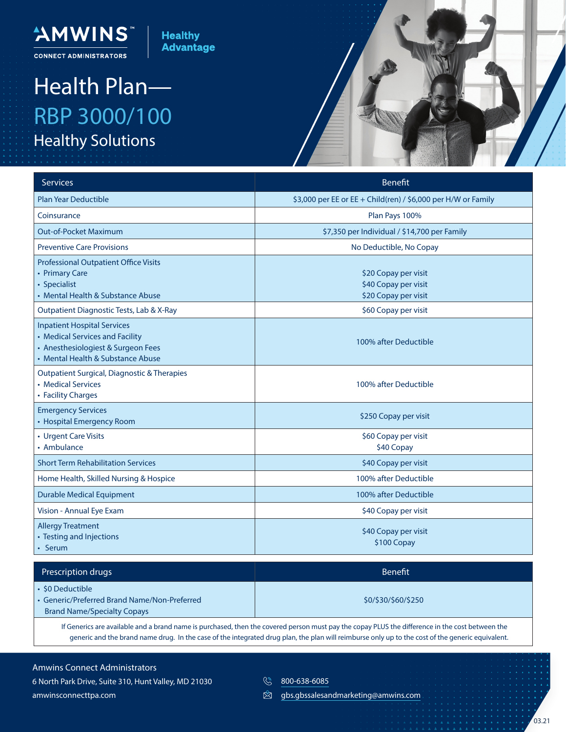AMWINS™
CONNECT ADMINISTRATORS

Healthy Advantage

# Health Plan—
# RBP 3000/100
## Healthy Solutions

| Services | Benefit |
|---|---|
| Plan Year Deductible | $3,000 per EE or EE + Child(ren) / $6,000 per H/W or Family |
| Coinsurance | Plan Pays 100% |
| Out-of-Pocket Maximum | $7,350 per Individual / $14,700 per Family |
| Preventive Care Provisions | No Deductible, No Copay |
| Professional Outpatient Office Visits<br>• Primary Care<br>• Specialist<br>• Mental Health & Substance Abuse | <br>$20 Copay per visit<br>$40 Copay per visit<br>$20 Copay per visit |
| Outpatient Diagnostic Tests, Lab & X-Ray | $60 Copay per visit |
| Inpatient Hospital Services<br>• Medical Services and Facility<br>• Anesthesiologiest & Surgeon Fees<br>• Mental Health & Substance Abuse | 100% after Deductible |
| Outpatient Surgical, Diagnostic & Therapies<br>• Medical Services<br>• Facility Charges | 100% after Deductible |
| Emergency Services<br>• Hospital Emergency Room | $250 Copay per visit |
| • Urgent Care Visits<br>• Ambulance | $60 Copay per visit<br>$40 Copay |
| Short Term Rehabilitation Services | $40 Copay per visit |
| Home Health, Skilled Nursing & Hospice | 100% after Deductible |
| Durable Medical Equipment | 100% after Deductible |
| Vision - Annual Eye Exam | $40 Copay per visit |
| Allergy Treatment<br>• Testing and Injections<br>• Serum | $40 Copay per visit<br>$100 Copay |

| Prescription drugs | Benefit |
|---|---|
| • $0 Deductible<br>• Generic/Preferred Brand Name/Non-Preferred Brand Name/Specialty Copays | $0/$30/$60/$250 |

If Generics are available and a brand name is purchased, then the covered person must pay the copay PLUS the difference in the cost between the generic and the brand name drug. In the case of the integrated drug plan, the plan will reimburse only up to the cost of the generic equivalent.

Amwins Connect Administrators
6 North Park Drive, Suite 310, Hunt Valley, MD 21030
amwinsconnecttpa.com

800-638-6085
gbs.gbssalesandmarketing@amwins.com

03.21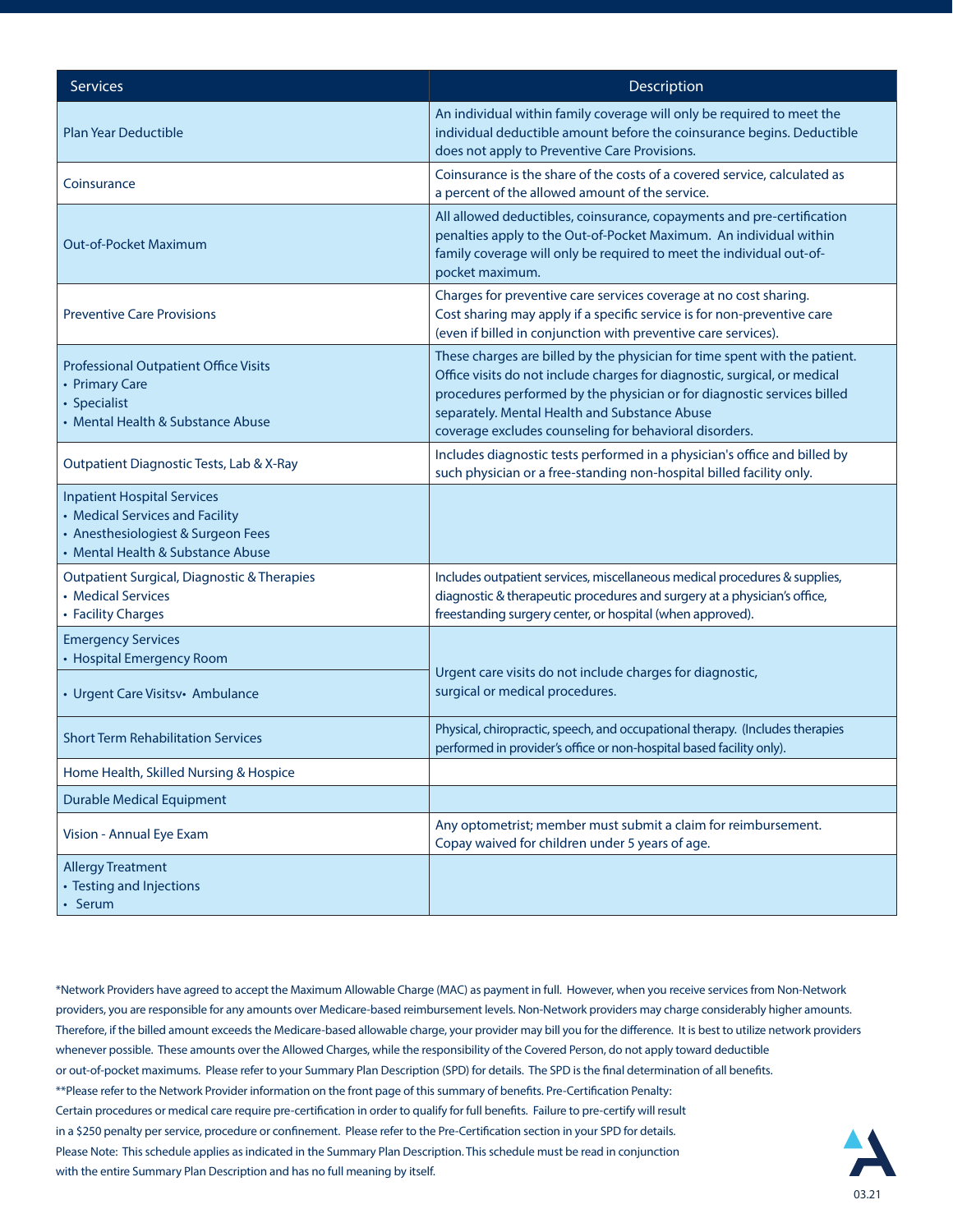| Services | Description |
|---|---|
| Plan Year Deductible | An individual within family coverage will only be required to meet the individual deductible amount before the coinsurance begins. Deductible does not apply to Preventive Care Provisions. |
| Coinsurance | Coinsurance is the share of the costs of a covered service, calculated as a percent of the allowed amount of the service. |
| Out-of-Pocket Maximum | All allowed deductibles, coinsurance, copayments and pre-certification penalties apply to the Out-of-Pocket Maximum. An individual within family coverage will only be required to meet the individual out-of-pocket maximum. |
| Preventive Care Provisions | Charges for preventive care services coverage at no cost sharing. Cost sharing may apply if a specific service is for non-preventive care (even if billed in conjunction with preventive care services). |
| Professional Outpatient Office Visits<br>• Primary Care<br>• Specialist<br>• Mental Health & Substance Abuse | These charges are billed by the physician for time spent with the patient. Office visits do not include charges for diagnostic, surgical, or medical procedures performed by the physician or for diagnostic services billed separately. Mental Health and Substance Abuse coverage excludes counseling for behavioral disorders. |
| Outpatient Diagnostic Tests, Lab & X-Ray | Includes diagnostic tests performed in a physician's office and billed by such physician or a free-standing non-hospital billed facility only. |
| Inpatient Hospital Services<br>• Medical Services and Facility<br>• Anesthesiologist & Surgeon Fees<br>• Mental Health & Substance Abuse | |
| Outpatient Surgical, Diagnostic & Therapies<br>• Medical Services<br>• Facility Charges | Includes outpatient services, miscellaneous medical procedures & supplies, diagnostic & therapeutic procedures and surgery at a physician's office, freestanding surgery center, or hospital (when approved). |
| Emergency Services<br>• Hospital Emergency Room | Urgent care visits do not include charges for diagnostic, surgical or medical procedures. |
| • Urgent Care Visitsv• Ambulance | |
| Short Term Rehabilitation Services | Physical, chiropractic, speech, and occupational therapy. (Includes therapies performed in provider's office or non-hospital based facility only). |
| Home Health, Skilled Nursing & Hospice | |
| Durable Medical Equipment | |
| Vision - Annual Eye Exam | Any optometrist; member must submit a claim for reimbursement. Copay waived for children under 5 years of age. |
| Allergy Treatment<br>• Testing and Injections<br>• Serum | |

*Network Providers have agreed to accept the Maximum Allowable Charge (MAC) as payment in full. However, when you receive services from Non-Network providers, you are responsible for any amounts over Medicare-based reimbursement levels. Non-Network providers may charge considerably higher amounts. Therefore, if the billed amount exceeds the Medicare-based allowable charge, your provider may bill you for the difference. It is best to utilize network providers whenever possible. These amounts over the Allowed Charges, while the responsibility of the Covered Person, do not apply toward deductible or out-of-pocket maximums. Please refer to your Summary Plan Description (SPD) for details. The SPD is the final determination of all benefits.

**Please refer to the Network Provider information on the front page of this summary of benefits. Pre-Certification Penalty: Certain procedures or medical care require pre-certification in order to qualify for full benefits. Failure to pre-certify will result in a $250 penalty per service, procedure or confinement. Please refer to the Pre-Certification section in your SPD for details.

Please Note: This schedule applies as indicated in the Summary Plan Description. This schedule must be read in conjunction with the entire Summary Plan Description and has no full meaning by itself.

03.21